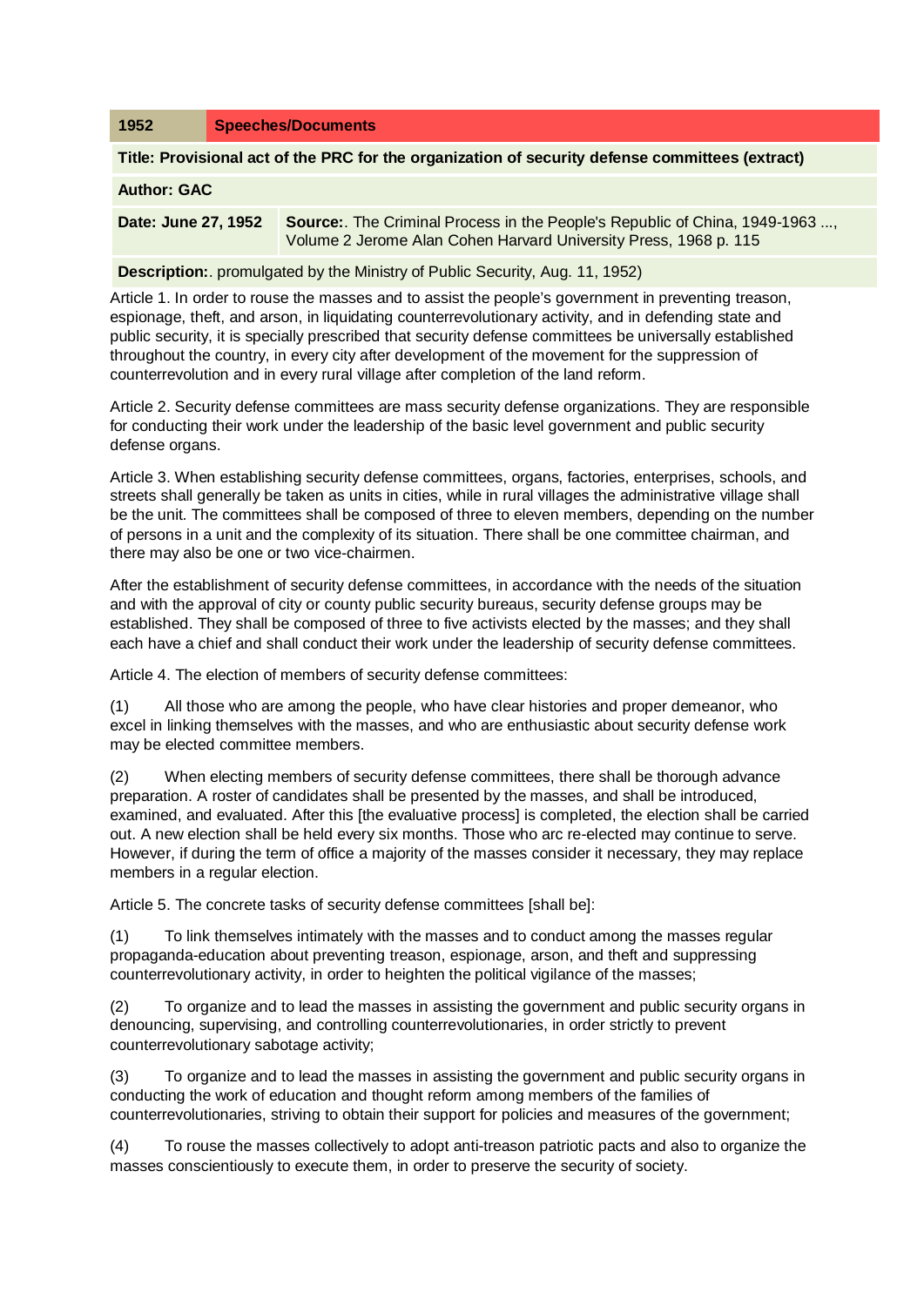| 1952 | Speeches/Documents |
| --- | --- |

**Title: Provisional act of the PRC for the organization of security defense committees (extract)**

**Author: GAC**

| Date: June 27, 1952 | Source:. The Criminal Process in the People's Republic of China, 1949-1963 ..., Volume 2 Jerome Alan Cohen Harvard University Press, 1968 p. 115 |
| --- | --- |

**Description:**. promulgated by the Ministry of Public Security, Aug. 11, 1952)

Article 1. In order to rouse the masses and to assist the people's government in preventing treason, espionage, theft, and arson, in liquidating counterrevolutionary activity, and in defending state and public security, it is specially prescribed that security defense committees be universally established throughout the country, in every city after development of the movement for the suppression of counterrevolution and in every rural village after completion of the land reform.

Article 2. Security defense committees are mass security defense organizations. They are responsible for conducting their work under the leadership of the basic level government and public security defense organs.

Article 3. When establishing security defense committees, organs, factories, enterprises, schools, and streets shall generally be taken as units in cities, while in rural villages the administrative village shall be the unit. The committees shall be composed of three to eleven members, depending on the number of persons in a unit and the complexity of its situation. There shall be one committee chairman, and there may also be one or two vice-chairmen.

After the establishment of security defense committees, in accordance with the needs of the situation and with the approval of city or county public security bureaus, security defense groups may be established. They shall be composed of three to five activists elected by the masses; and they shall each have a chief and shall conduct their work under the leadership of security defense committees.

Article 4. The election of members of security defense committees:

(1) All those who are among the people, who have clear histories and proper demeanor, who excel in linking themselves with the masses, and who are enthusiastic about security defense work may be elected committee members.

(2) When electing members of security defense committees, there shall be thorough advance preparation. A roster of candidates shall be presented by the masses, and shall be introduced, examined, and evaluated. After this [the evaluative process] is completed, the election shall be carried out. A new election shall be held every six months. Those who arc re-elected may continue to serve. However, if during the term of office a majority of the masses consider it necessary, they may replace members in a regular election.

Article 5. The concrete tasks of security defense committees [shall be]:

(1) To link themselves intimately with the masses and to conduct among the masses regular propaganda-education about preventing treason, espionage, arson, and theft and suppressing counterrevolutionary activity, in order to heighten the political vigilance of the masses;

(2) To organize and to lead the masses in assisting the government and public security organs in denouncing, supervising, and controlling counterrevolutionaries, in order strictly to prevent counterrevolutionary sabotage activity;

(3) To organize and to lead the masses in assisting the government and public security organs in conducting the work of education and thought reform among members of the families of counterrevolutionaries, striving to obtain their support for policies and measures of the government;

(4) To rouse the masses collectively to adopt anti-treason patriotic pacts and also to organize the masses conscientiously to execute them, in order to preserve the security of society.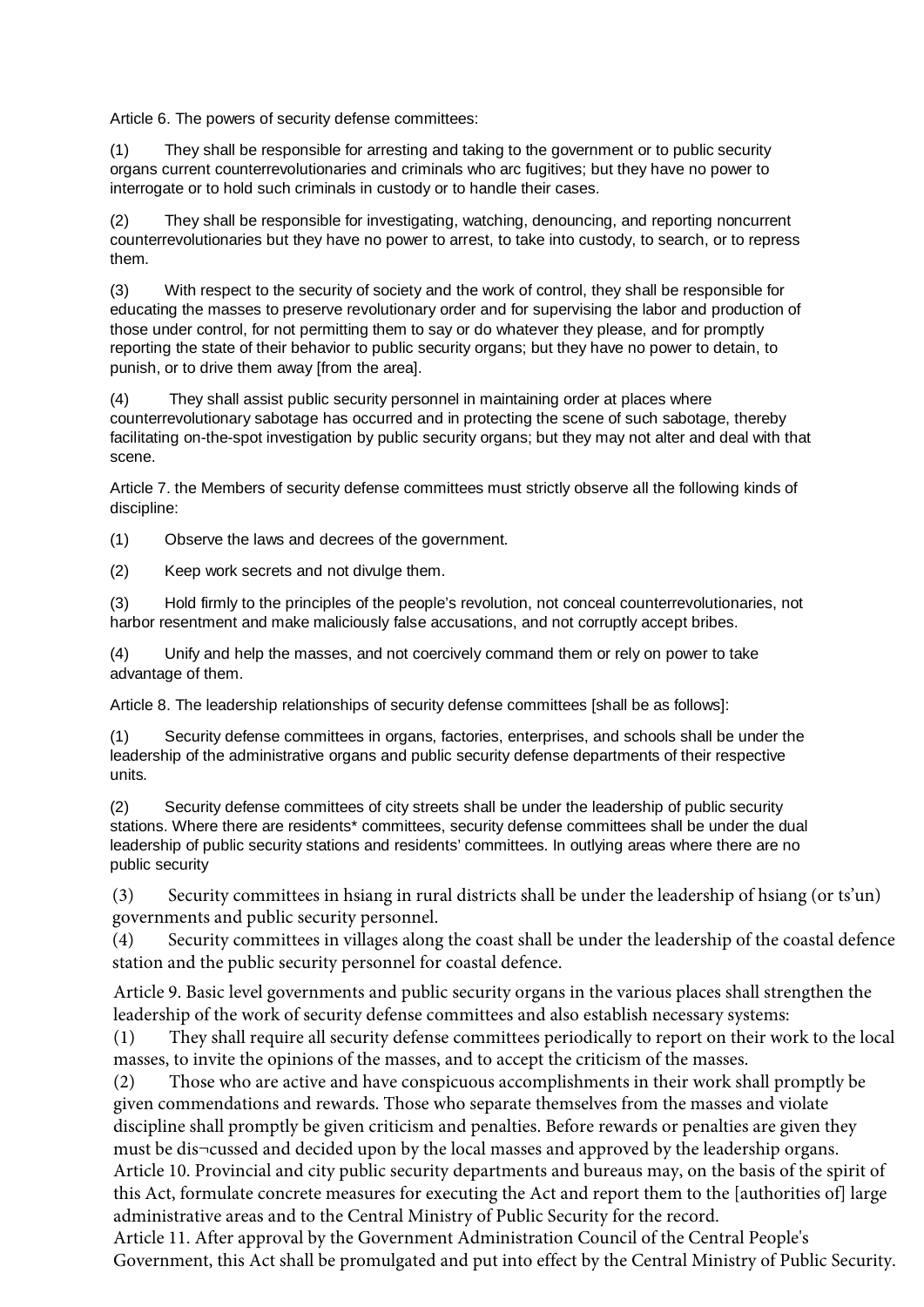Article 6. The powers of security defense committees:

(1) They shall be responsible for arresting and taking to the government or to public security organs current counterrevolutionaries and criminals who arc fugitives; but they have no power to interrogate or to hold such criminals in custody or to handle their cases.

(2) They shall be responsible for investigating, watching, denouncing, and reporting noncurrent counterrevolutionaries but they have no power to arrest, to take into custody, to search, or to repress them.

(3) With respect to the security of society and the work of control, they shall be responsible for educating the masses to preserve revolutionary order and for supervising the labor and production of those under control, for not permitting them to say or do whatever they please, and for promptly reporting the state of their behavior to public security organs; but they have no power to detain, to punish, or to drive them away [from the area].

(4) They shall assist public security personnel in maintaining order at places where counterrevolutionary sabotage has occurred and in protecting the scene of such sabotage, thereby facilitating on-the-spot investigation by public security organs; but they may not alter and deal with that scene.

Article 7. the Members of security defense committees must strictly observe all the following kinds of discipline:

(1) Observe the laws and decrees of the government.

(2) Keep work secrets and not divulge them.

(3) Hold firmly to the principles of the people's revolution, not conceal counterrevolutionaries, not harbor resentment and make maliciously false accusations, and not corruptly accept bribes.

(4) Unify and help the masses, and not coercively command them or rely on power to take advantage of them.

Article 8. The leadership relationships of security defense committees [shall be as follows]:

(1) Security defense committees in organs, factories, enterprises, and schools shall be under the leadership of the administrative organs and public security defense departments of their respective units.

(2) Security defense committees of city streets shall be under the leadership of public security stations. Where there are residents* committees, security defense committees shall be under the dual leadership of public security stations and residents' committees. In outlying areas where there are no public security

(3) Security committees in hsiang in rural districts shall be under the leadership of hsiang (or ts'un) governments and public security personnel.

(4) Security committees in villages along the coast shall be under the leadership of the coastal defence station and the public security personnel for coastal defence.

Article 9. Basic level governments and public security organs in the various places shall strengthen the leadership of the work of security defense committees and also establish necessary systems:

(1) They shall require all security defense committees periodically to report on their work to the local masses, to invite the opinions of the masses, and to accept the criticism of the masses.

(2) Those who are active and have conspicuous accomplishments in their work shall promptly be given commendations and rewards. Those who separate themselves from the masses and violate discipline shall promptly be given criticism and penalties. Before rewards or penalties are given they must be dis¬cussed and decided upon by the local masses and approved by the leadership organs.

Article 10. Provincial and city public security departments and bureaus may, on the basis of the spirit of this Act, formulate concrete measures for executing the Act and report them to the [authorities of] large administrative areas and to the Central Ministry of Public Security for the record.

Article 11. After approval by the Government Administration Council of the Central People's Government, this Act shall be promulgated and put into effect by the Central Ministry of Public Security.